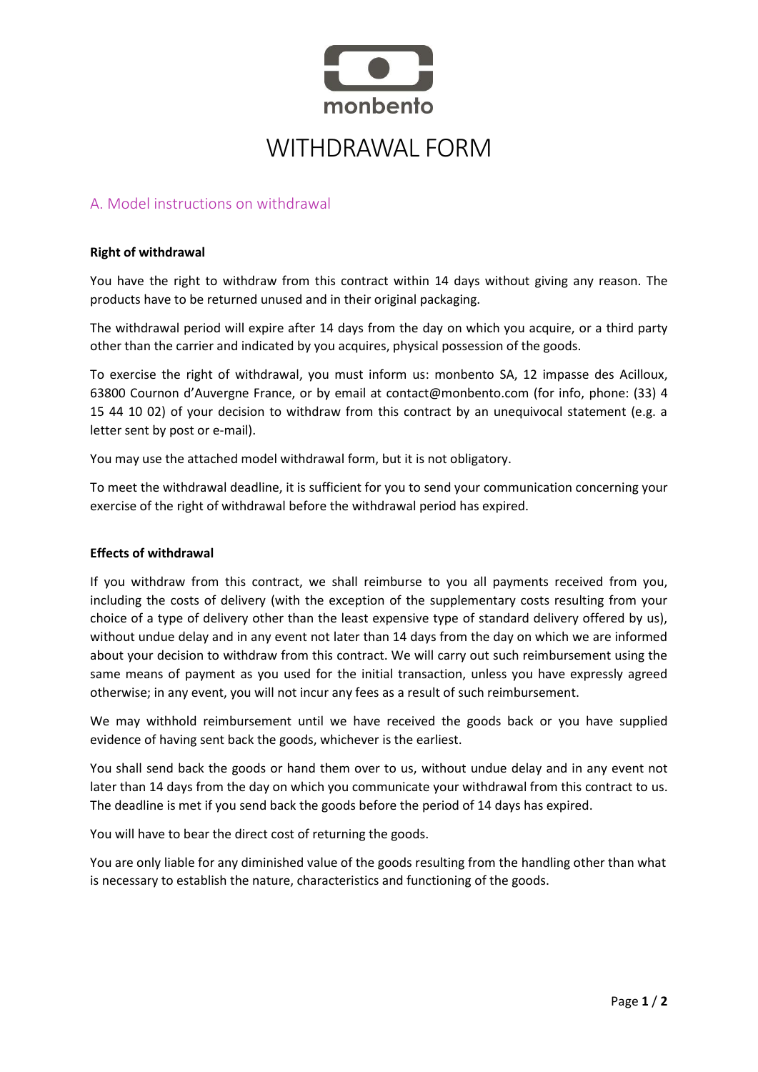monbento

# WITHDRAWAL FORM

## A. Model instructions on withdrawal

**Right of withdrawal**

You have the right to withdraw from this contract within 14 days without giving any reason. The products have to be returned unused and in their original packaging.

The withdrawal period will expire after 14 days from the day on which you acquire, or a third party other than the carrier and indicated by you acquires, physical possession of the goods.

To exercise the right of withdrawal, you must inform us: monbento SA, 12 impasse des Acilloux, 63800 Cournon d'Auvergne France, or by email at contact@monbento.com (for info, phone: (33) 4 15 44 10 02) of your decision to withdraw from this contract by an unequivocal statement (e.g. a letter sent by post or e-mail).

You may use the attached model withdrawal form, but it is not obligatory.

To meet the withdrawal deadline, it is sufficient for you to send your communication concerning your exercise of the right of withdrawal before the withdrawal period has expired.

**Effects of withdrawal**

If you withdraw from this contract, we shall reimburse to you all payments received from you, including the costs of delivery (with the exception of the supplementary costs resulting from your choice of a type of delivery other than the least expensive type of standard delivery offered by us), without undue delay and in any event not later than 14 days from the day on which we are informed about your decision to withdraw from this contract. We will carry out such reimbursement using the same means of payment as you used for the initial transaction, unless you have expressly agreed otherwise; in any event, you will not incur any fees as a result of such reimbursement.

We may withhold reimbursement until we have received the goods back or you have supplied evidence of having sent back the goods, whichever is the earliest.

You shall send back the goods or hand them over to us, without undue delay and in any event not later than 14 days from the day on which you communicate your withdrawal from this contract to us. The deadline is met if you send back the goods before the period of 14 days has expired.

You will have to bear the direct cost of returning the goods.

You are only liable for any diminished value of the goods resulting from the handling other than what is necessary to establish the nature, characteristics and functioning of the goods.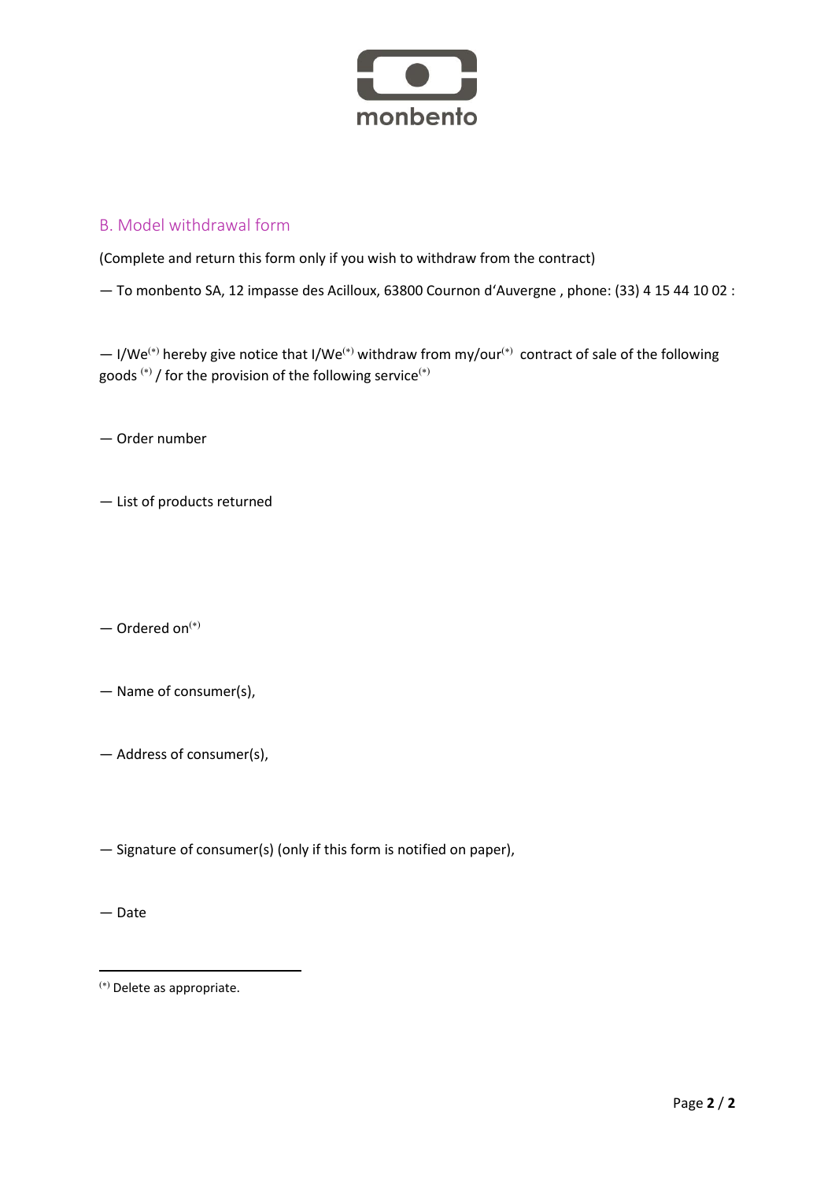monbento

## B. Model withdrawal form

(Complete and return this form only if you wish to withdraw from the contract)

— To monbento SA, 12 impasse des Acilloux, 63800 Cournon d'Auvergne , phone: (33) 4 15 44 10 02 :

— I/We(*) hereby give notice that I/We(*) withdraw from my/our(*) contract of sale of the following goods (*) / for the provision of the following service(*)

— Order number

— List of products returned

— Ordered on(*)

— Name of consumer(s),

— Address of consumer(s),

— Signature of consumer(s) (only if this form is notified on paper),

— Date

---

(*) Delete as appropriate.